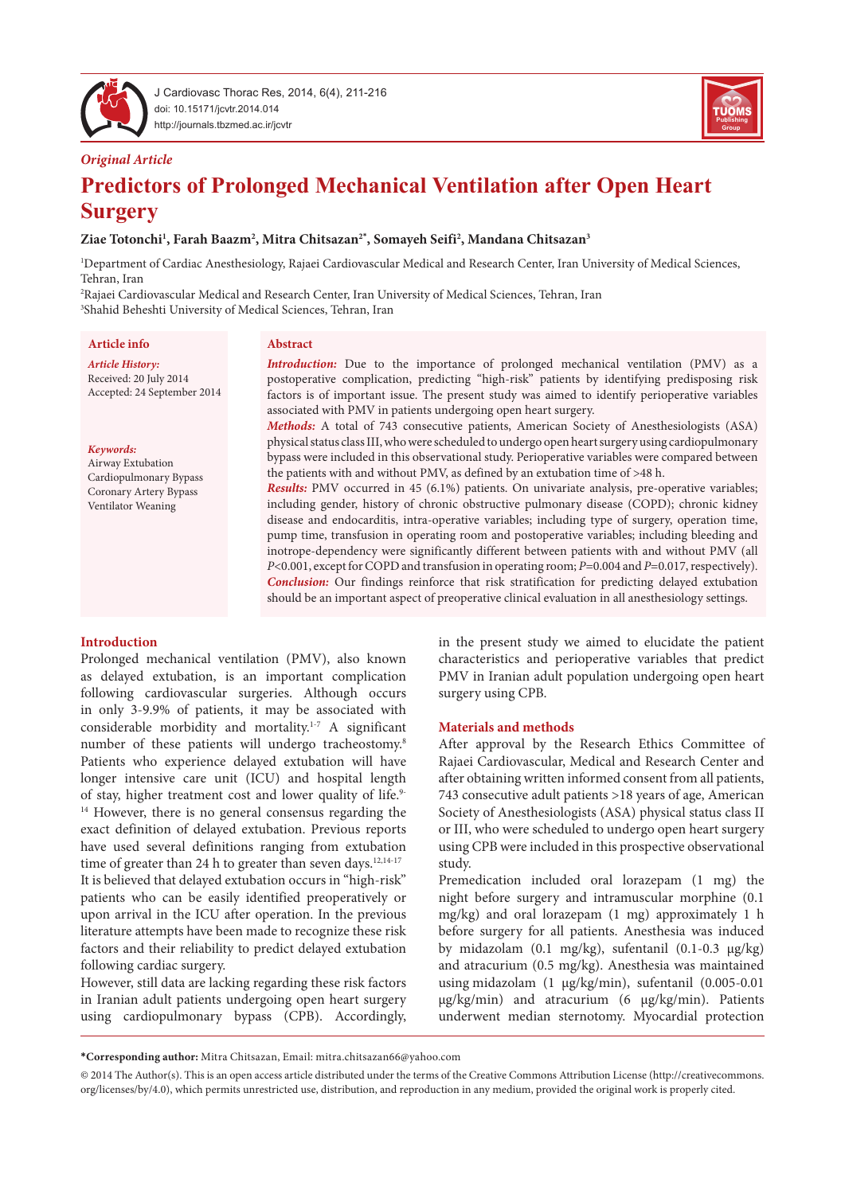*Original Article*

# Predictors of Prolonged Mechanical Ventilation after Open Heart Surgery

**Ziae Totonchi[1], Farah Baazm[2], Mitra Chitsazan[2*], Somayeh Seifi[2], Mandana Chitsazan[3]**

[1]Department of Cardiac Anesthesiology, Rajaei Cardiovascular Medical and Research Center, Iran University of Medical Sciences, Tehran, Iran
[2]Rajaei Cardiovascular Medical and Research Center, Iran University of Medical Sciences, Tehran, Iran
[3]Shahid Beheshti University of Medical Sciences, Tehran, Iran

**Article info**

***Article History:***
Received: 20 July 2014
Accepted: 24 September 2014

***Keywords:***
Airway Extubation
Cardiopulmonary Bypass
Coronary Artery Bypass
Ventilator Weaning

**Abstract**

***Introduction:*** Due to the importance of prolonged mechanical ventilation (PMV) as a postoperative complication, predicting "high-risk" patients by identifying predisposing risk factors is of important issue. The present study was aimed to identify perioperative variables associated with PMV in patients undergoing open heart surgery.

***Methods:*** A total of 743 consecutive patients, American Society of Anesthesiologists (ASA) physical status class III, who were scheduled to undergo open heart surgery using cardiopulmonary bypass were included in this observational study. Perioperative variables were compared between the patients with and without PMV, as defined by an extubation time of >48 h.

***Results:*** PMV occurred in 45 (6.1%) patients. On univariate analysis, pre-operative variables; including gender, history of chronic obstructive pulmonary disease (COPD); chronic kidney disease and endocarditis, intra-operative variables; including type of surgery, operation time, pump time, transfusion in operating room and postoperative variables; including bleeding and inotrope-dependency were significantly different between patients with and without PMV (all $P$<0.001, except for COPD and transfusion in operating room; $P$=0.004 and $P$=0.017, respectively).

***Conclusion:*** Our findings reinforce that risk stratification for predicting delayed extubation should be an important aspect of preoperative clinical evaluation in all anesthesiology settings.

## Introduction

Prolonged mechanical ventilation (PMV), also known as delayed extubation, is an important complication following cardiovascular surgeries. Although occurs in only 3-9.9% of patients, it may be associated with considerable morbidity and mortality.[1-7] A significant number of these patients will undergo tracheostomy.[8] Patients who experience delayed extubation will have longer intensive care unit (ICU) and hospital length of stay, higher treatment cost and lower quality of life.[9-14] However, there is no general consensus regarding the exact definition of delayed extubation. Previous reports have used several definitions ranging from extubation time of greater than 24 h to greater than seven days.[12,14-17]

It is believed that delayed extubation occurs in "high-risk" patients who can be easily identified preoperatively or upon arrival in the ICU after operation. In the previous literature attempts have been made to recognize these risk factors and their reliability to predict delayed extubation following cardiac surgery.

However, still data are lacking regarding these risk factors in Iranian adult patients undergoing open heart surgery using cardiopulmonary bypass (CPB). Accordingly, in the present study we aimed to elucidate the patient characteristics and perioperative variables that predict PMV in Iranian adult population undergoing open heart surgery using CPB.

## Materials and methods

After approval by the Research Ethics Committee of Rajaei Cardiovascular, Medical and Research Center and after obtaining written informed consent from all patients, 743 consecutive adult patients >18 years of age, American Society of Anesthesiologists (ASA) physical status class II or III, who were scheduled to undergo open heart surgery using CPB were included in this prospective observational study.

Premedication included oral lorazepam (1 mg) the night before surgery and intramuscular morphine (0.1 mg/kg) and oral lorazepam (1 mg) approximately 1 h before surgery for all patients. Anesthesia was induced by midazolam (0.1 mg/kg), sufentanil (0.1-0.3 μg/kg) and atracurium (0.5 mg/kg). Anesthesia was maintained using midazolam (1 μg/kg/min), sufentanil (0.005-0.01 μg/kg/min) and atracurium (6 μg/kg/min). Patients underwent median sternotomy. Myocardial protection

**\*Corresponding author:** Mitra Chitsazan, Email: mitra.chitsazan66@yahoo.com

© 2014 The Author(s). This is an open access article distributed under the terms of the Creative Commons Attribution License (http://creativecommons.org/licenses/by/4.0), which permits unrestricted use, distribution, and reproduction in any medium, provided the original work is properly cited.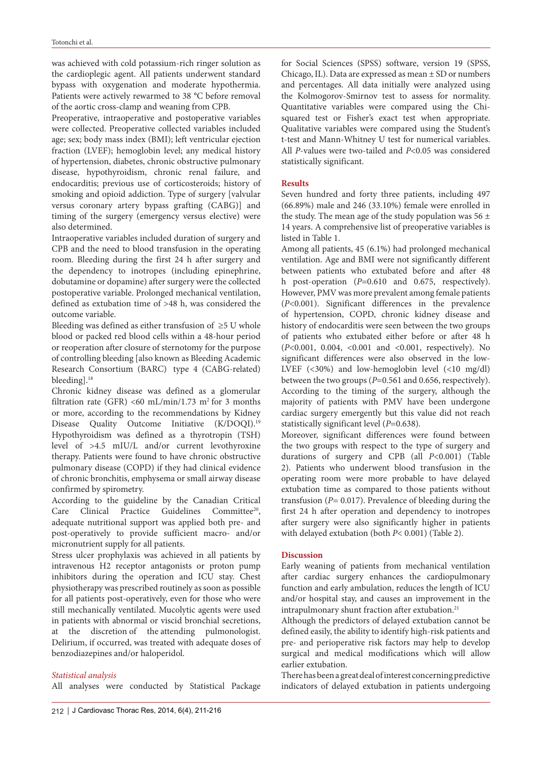was achieved with cold potassium-rich ringer solution as the cardioplegic agent. All patients underwent standard bypass with oxygenation and moderate hypothermia. Patients were actively rewarmed to 38 °C before removal of the aortic cross-clamp and weaning from CPB.

Preoperative, intraoperative and postoperative variables were collected. Preoperative collected variables included age; sex; body mass index (BMI); left ventricular ejection fraction (LVEF); hemoglobin level; any medical history of hypertension, diabetes, chronic obstructive pulmonary disease, hypothyroidism, chronic renal failure, and endocarditis; previous use of corticosteroids; history of smoking and opioid addiction. Type of surgery [valvular versus coronary artery bypass grafting (CABG)] and timing of the surgery (emergency versus elective) were also determined.

Intraoperative variables included duration of surgery and CPB and the need to blood transfusion in the operating room. Bleeding during the first 24 h after surgery and the dependency to inotropes (including epinephrine, dobutamine or dopamine) after surgery were the collected postoperative variable. Prolonged mechanical ventilation, defined as extubation time of >48 h, was considered the outcome variable.

Bleeding was defined as either transfusion of ≥5 U whole blood or packed red blood cells within a 48-hour period or reoperation after closure of sternotomy for the purpose of controlling bleeding [also known as Bleeding Academic Research Consortium (BARC) type 4 (CABG-related) bleeding].[18]

Chronic kidney disease was defined as a glomerular filtration rate (GFR) <60 mL/min/1.73 $m^2$ for 3 months or more, according to the recommendations by Kidney Disease Quality Outcome Initiative (K/DOQI).[19] Hypothyroidism was defined as a thyrotropin (TSH) level of >4.5 mIU/L and/or current levothyroxine therapy. Patients were found to have chronic obstructive pulmonary disease (COPD) if they had clinical evidence of chronic bronchitis, emphysema or small airway disease confirmed by spirometry.

According to the guideline by the Canadian Critical Care Clinical Practice Guidelines Committee[20], adequate nutritional support was applied both pre- and post-operatively to provide sufficient macro- and/or micronutrient supply for all patients.

Stress ulcer prophylaxis was achieved in all patients by intravenous H2 receptor antagonists or proton pump inhibitors during the operation and ICU stay. Chest physiotherapy was prescribed routinely as soon as possible for all patients post-operatively, even for those who were still mechanically ventilated. Mucolytic agents were used in patients with abnormal or viscid bronchial secretions, at the discretion of the attending pulmonologist. Delirium, if occurred, was treated with adequate doses of benzodiazepines and/or haloperidol.

### *Statistical analysis*

All analyses were conducted by Statistical Package for Social Sciences (SPSS) software, version 19 (SPSS, Chicago, IL). Data are expressed as mean ± SD or numbers and percentages. All data initially were analyzed using the Kolmogorov-Smirnov test to assess for normality. Quantitative variables were compared using the Chi-squared test or Fisher's exact test when appropriate. Qualitative variables were compared using the Student's t-test and Mann-Whitney U test for numerical variables. All *P*-values were two-tailed and *P*<0.05 was considered statistically significant.

## Results

Seven hundred and forty three patients, including 497 (66.89%) male and 246 (33.10%) female were enrolled in the study. The mean age of the study population was 56 ± 14 years. A comprehensive list of preoperative variables is listed in Table 1.

Among all patients, 45 (6.1%) had prolonged mechanical ventilation. Age and BMI were not significantly different between patients who extubated before and after 48 h post-operation (*P*=0.610 and 0.675, respectively). However, PMV was more prevalent among female patients (*P*<0.001). Significant differences in the prevalence of hypertension, COPD, chronic kidney disease and history of endocarditis were seen between the two groups of patients who extubated either before or after 48 h (*P*<0.001, 0.004, <0.001 and <0.001, respectively). No significant differences were also observed in the low-LVEF (<30%) and low-hemoglobin level (<10 mg/dl) between the two groups (*P*=0.561 and 0.656, respectively). According to the timing of the surgery, although the majority of patients with PMV have been undergone cardiac surgery emergently but this value did not reach statistically significant level (*P*=0.638).

Moreover, significant differences were found between the two groups with respect to the type of surgery and durations of surgery and CPB (all *P*<0.001) (Table 2). Patients who underwent blood transfusion in the operating room were more probable to have delayed extubation time as compared to those patients without transfusion (*P*= 0.017). Prevalence of bleeding during the first 24 h after operation and dependency to inotropes after surgery were also significantly higher in patients with delayed extubation (both *P*< 0.001) (Table 2).

## Discussion

Early weaning of patients from mechanical ventilation after cardiac surgery enhances the cardiopulmonary function and early ambulation, reduces the length of ICU and/or hospital stay, and causes an improvement in the intrapulmonary shunt fraction after extubation.[21]

Although the predictors of delayed extubation cannot be defined easily, the ability to identify high-risk patients and pre- and perioperative risk factors may help to develop surgical and medical modifications which will allow earlier extubation.

There has been a great deal of interest concerning predictive indicators of delayed extubation in patients undergoing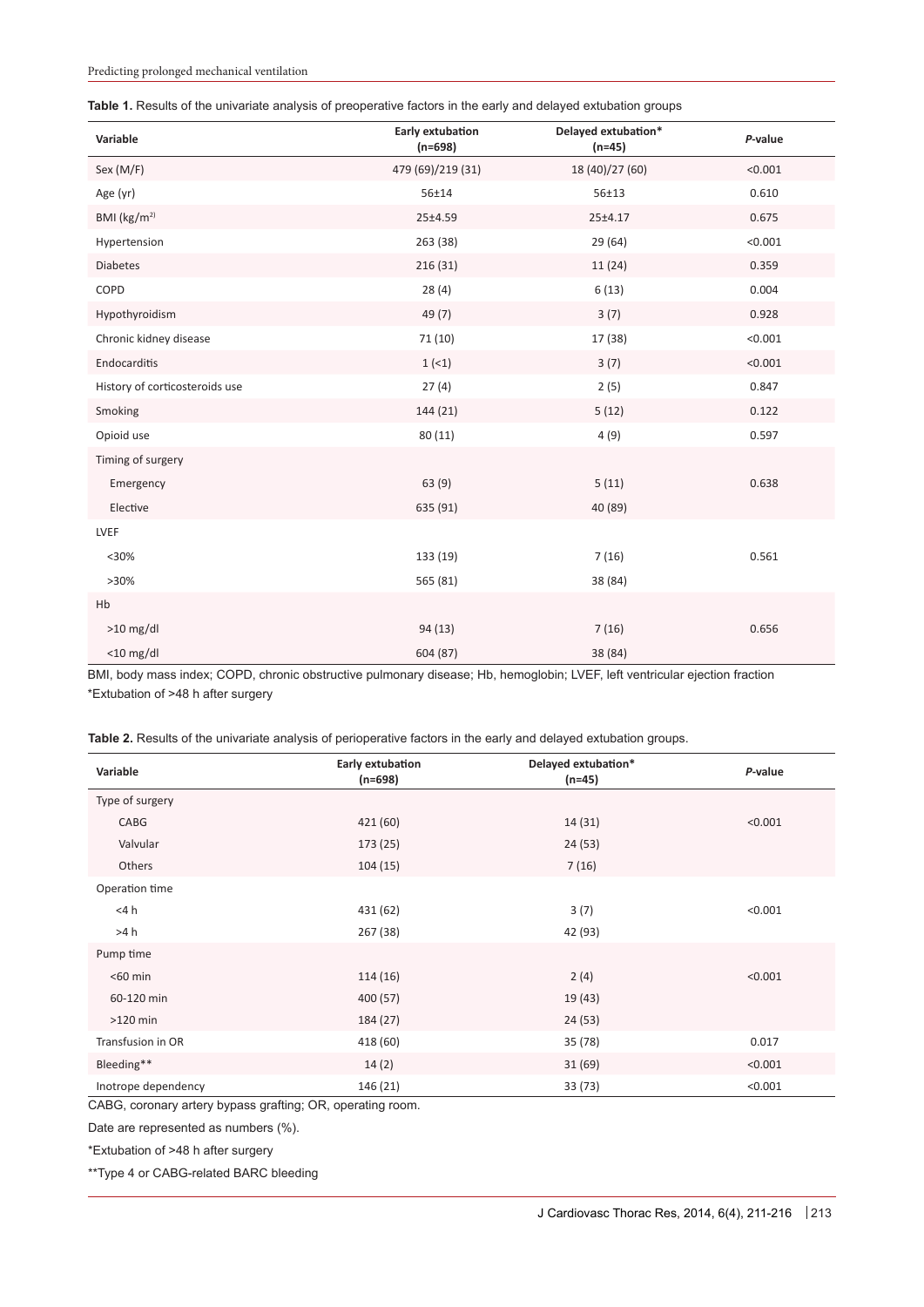**Table 1.** Results of the univariate analysis of preoperative factors in the early and delayed extubation groups

| Variable | Early extubation (n=698) | Delayed extubation* (n=45) | *P*-value |
|---|---|---|---|
| Sex (M/F) | 479 (69)/219 (31) | 18 (40)/27 (60) | <0.001 |
| Age (yr) | 56±14 | 56±13 | 0.610 |
| BMI (kg/m$^2$) | 25±4.59 | 25±4.17 | 0.675 |
| Hypertension | 263 (38) | 29 (64) | <0.001 |
| Diabetes | 216 (31) | 11 (24) | 0.359 |
| COPD | 28 (4) | 6 (13) | 0.004 |
| Hypothyroidism | 49 (7) | 3 (7) | 0.928 |
| Chronic kidney disease | 71 (10) | 17 (38) | <0.001 |
| Endocarditis | 1 (<1) | 3 (7) | <0.001 |
| History of corticosteroids use | 27 (4) | 2 (5) | 0.847 |
| Smoking | 144 (21) | 5 (12) | 0.122 |
| Opioid use | 80 (11) | 4 (9) | 0.597 |
| Timing of surgery | | | |
| Emergency | 63 (9) | 5 (11) | 0.638 |
| Elective | 635 (91) | 40 (89) | |
| LVEF | | | |
| <30% | 133 (19) | 7 (16) | 0.561 |
| >30% | 565 (81) | 38 (84) | |
| Hb | | | |
| >10 mg/dl | 94 (13) | 7 (16) | 0.656 |
| <10 mg/dl | 604 (87) | 38 (84) | |

BMI, body mass index; COPD, chronic obstructive pulmonary disease; Hb, hemoglobin; LVEF, left ventricular ejection fraction

*Extubation of >48 h after surgery

**Table 2.** Results of the univariate analysis of perioperative factors in the early and delayed extubation groups.

| Variable | Early extubation (n=698) | Delayed extubation* (n=45) | *P*-value |
|---|---|---|---|
| Type of surgery | | | |
| CABG | 421 (60) | 14 (31) | <0.001 |
| Valvular | 173 (25) | 24 (53) | |
| Others | 104 (15) | 7 (16) | |
| Operation time | | | |
| <4 h | 431 (62) | 3 (7) | <0.001 |
| >4 h | 267 (38) | 42 (93) | |
| Pump time | | | |
| <60 min | 114 (16) | 2 (4) | <0.001 |
| 60-120 min | 400 (57) | 19 (43) | |
| >120 min | 184 (27) | 24 (53) | |
| Transfusion in OR | 418 (60) | 35 (78) | 0.017 |
| Bleeding** | 14 (2) | 31 (69) | <0.001 |
| Inotrope dependency | 146 (21) | 33 (73) | <0.001 |

CABG, coronary artery bypass grafting; OR, operating room.

Date are represented as numbers (%).

*Extubation of >48 h after surgery

**Type 4 or CABG-related BARC bleeding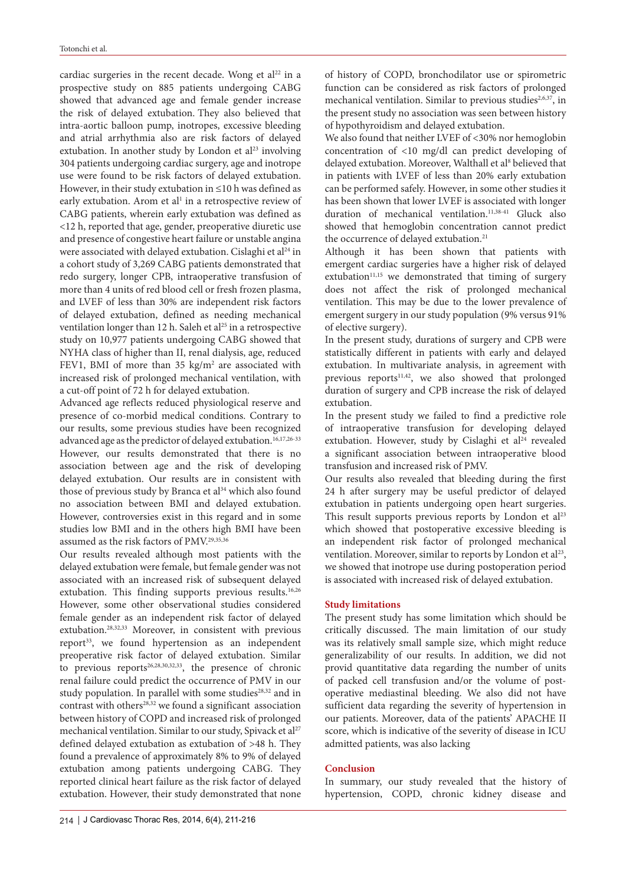cardiac surgeries in the recent decade. Wong et al[22] in a prospective study on 885 patients undergoing CABG showed that advanced age and female gender increase the risk of delayed extubation. They also believed that intra-aortic balloon pump, inotropes, excessive bleeding and atrial arrhythmia also are risk factors of delayed extubation. In another study by London et al[23] involving 304 patients undergoing cardiac surgery, age and inotrope use were found to be risk factors of delayed extubation. However, in their study extubation in ≤10 h was defined as early extubation. Arom et al[1] in a retrospective review of CABG patients, wherein early extubation was defined as <12 h, reported that age, gender, preoperative diuretic use and presence of congestive heart failure or unstable angina were associated with delayed extubation. Cislaghi et al[24] in a cohort study of 3,269 CABG patients demonstrated that redo surgery, longer CPB, intraoperative transfusion of more than 4 units of red blood cell or fresh frozen plasma, and LVEF of less than 30% are independent risk factors of delayed extubation, defined as needing mechanical ventilation longer than 12 h. Saleh et al[25] in a retrospective study on 10,977 patients undergoing CABG showed that NYHA class of higher than II, renal dialysis, age, reduced FEV1, BMI of more than 35 $kg/m^2$ are associated with increased risk of prolonged mechanical ventilation, with a cut-off point of 72 h for delayed extubation.

Advanced age reflects reduced physiological reserve and presence of co-morbid medical conditions. Contrary to our results, some previous studies have been recognized advanced age as the predictor of delayed extubation.[16,17,26-33] However, our results demonstrated that there is no association between age and the risk of developing delayed extubation. Our results are in consistent with those of previous study by Branca et al[34] which also found no association between BMI and delayed extubation. However, controversies exist in this regard and in some studies low BMI and in the others high BMI have been assumed as the risk factors of PMV.[29,35,36]

Our results revealed although most patients with the delayed extubation were female, but female gender was not associated with an increased risk of subsequent delayed extubation. This finding supports previous results.[16,26] However, some other observational studies considered female gender as an independent risk factor of delayed extubation.[28,32,33] Moreover, in consistent with previous report[33], we found hypertension as an independent preoperative risk factor of delayed extubation. Similar to previous reports[26,28,30,32,33], the presence of chronic renal failure could predict the occurrence of PMV in our study population. In parallel with some studies[28,32] and in contrast with others[28,32] we found a significant association between history of COPD and increased risk of prolonged mechanical ventilation. Similar to our study, Spivack et al[27] defined delayed extubation as extubation of >48 h. They found a prevalence of approximately 8% to 9% of delayed extubation among patients undergoing CABG. They reported clinical heart failure as the risk factor of delayed extubation. However, their study demonstrated that none of history of COPD, bronchodilator use or spirometric function can be considered as risk factors of prolonged mechanical ventilation. Similar to previous studies[2,6,37], in the present study no association was seen between history of hypothyroidism and delayed extubation.

We also found that neither LVEF of <30% nor hemoglobin concentration of <10 mg/dl can predict developing of delayed extubation. Moreover, Walthall et al[8] believed that in patients with LVEF of less than 20% early extubation can be performed safely. However, in some other studies it has been shown that lower LVEF is associated with longer duration of mechanical ventilation.[11,38-41] Gluck also showed that hemoglobin concentration cannot predict the occurrence of delayed extubation.[21]

Although it has been shown that patients with emergent cardiac surgeries have a higher risk of delayed extubation[11,15] we demonstrated that timing of surgery does not affect the risk of prolonged mechanical ventilation. This may be due to the lower prevalence of emergent surgery in our study population (9% versus 91% of elective surgery).

In the present study, durations of surgery and CPB were statistically different in patients with early and delayed extubation. In multivariate analysis, in agreement with previous reports[11,42], we also showed that prolonged duration of surgery and CPB increase the risk of delayed extubation.

In the present study we failed to find a predictive role of intraoperative transfusion for developing delayed extubation. However, study by Cislaghi et al[24] revealed a significant association between intraoperative blood transfusion and increased risk of PMV.

Our results also revealed that bleeding during the first 24 h after surgery may be useful predictor of delayed extubation in patients undergoing open heart surgeries. This result supports previous reports by London et al[23] which showed that postoperative excessive bleeding is an independent risk factor of prolonged mechanical ventilation. Moreover, similar to reports by London et al[23], we showed that inotrope use during postoperation period is associated with increased risk of delayed extubation.

## Study limitations

The present study has some limitation which should be critically discussed. The main limitation of our study was its relatively small sample size, which might reduce generalizability of our results. In addition, we did not provid quantitative data regarding the number of units of packed cell transfusion and/or the volume of post-operative mediastinal bleeding. We also did not have sufficient data regarding the severity of hypertension in our patients. Moreover, data of the patients' APACHE II score, which is indicative of the severity of disease in ICU admitted patients, was also lacking

## Conclusion

In summary, our study revealed that the history of hypertension, COPD, chronic kidney disease and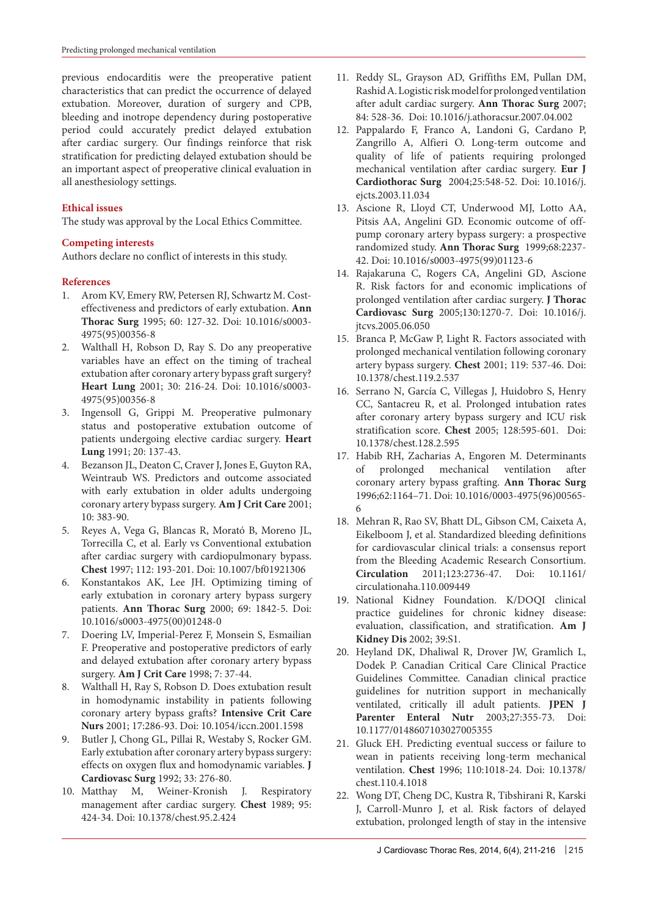previous endocarditis were the preoperative patient characteristics that can predict the occurrence of delayed extubation. Moreover, duration of surgery and CPB, bleeding and inotrope dependency during postoperative period could accurately predict delayed extubation after cardiac surgery. Our findings reinforce that risk stratification for predicting delayed extubation should be an important aspect of preoperative clinical evaluation in all anesthesiology settings.

## Ethical issues

The study was approval by the Local Ethics Committee.

## Competing interests

Authors declare no conflict of interests in this study.

## References

1. Arom KV, Emery RW, Petersen RJ, Schwartz M. Cost-effectiveness and predictors of early extubation. **Ann Thorac Surg** 1995; 60: 127-32. Doi: 10.1016/s0003-4975(95)00356-8
2. Walthall H, Robson D, Ray S. Do any preoperative variables have an effect on the timing of tracheal extubation after coronary artery bypass graft surgery? **Heart Lung** 2001; 30: 216-24. Doi: 10.1016/s0003-4975(95)00356-8
3. Ingensoll G, Grippi M. Preoperative pulmonary status and postoperative extubation outcome of patients undergoing elective cardiac surgery. **Heart Lung** 1991; 20: 137-43.
4. Bezanson JL, Deaton C, Craver J, Jones E, Guyton RA, Weintraub WS. Predictors and outcome associated with early extubation in older adults undergoing coronary artery bypass surgery. **Am J Crit Care** 2001; 10: 383-90.
5. Reyes A, Vega G, Blancas R, Morató B, Moreno JL, Torrecilla C, et al. Early vs Conventional extubation after cardiac surgery with cardiopulmonary bypass. **Chest** 1997; 112: 193-201. Doi: 10.1007/bf01921306
6. Konstantakos AK, Lee JH. Optimizing timing of early extubation in coronary artery bypass surgery patients. **Ann Thorac Surg** 2000; 69: 1842-5. Doi: 10.1016/s0003-4975(00)01248-0
7. Doering LV, Imperial-Perez F, Monsein S, Esmailian F. Preoperative and postoperative predictors of early and delayed extubation after coronary artery bypass surgery. **Am J Crit Care** 1998; 7: 37-44.
8. Walthall H, Ray S, Robson D. Does extubation result in homodynamic instability in patients following coronary artery bypass grafts? **Intensive Crit Care Nurs** 2001; 17:286-93. Doi: 10.1054/iccn.2001.1598
9. Butler J, Chong GL, Pillai R, Westaby S, Rocker GM. Early extubation after coronary artery bypass surgery: effects on oxygen flux and homodynamic variables. **J Cardiovasc Surg** 1992; 33: 276-80.
10. Matthay M, Weiner-Kronish J. Respiratory management after cardiac surgery. **Chest** 1989; 95: 424-34. Doi: 10.1378/chest.95.2.424
11. Reddy SL, Grayson AD, Griffiths EM, Pullan DM, Rashid A. Logistic risk model for prolonged ventilation after adult cardiac surgery. **Ann Thorac Surg** 2007; 84: 528-36. Doi: 10.1016/j.athoracsur.2007.04.002
12. Pappalardo F, Franco A, Landoni G, Cardano P, Zangrillo A, Alfieri O. Long-term outcome and quality of life of patients requiring prolonged mechanical ventilation after cardiac surgery. **Eur J Cardiothorac Surg** 2004;25:548-52. Doi: 10.1016/j.ejcts.2003.11.034
13. Ascione R, Lloyd CT, Underwood MJ, Lotto AA, Pitsis AA, Angelini GD. Economic outcome of off-pump coronary artery bypass surgery: a prospective randomized study. **Ann Thorac Surg** 1999;68:2237-42. Doi: 10.1016/s0003-4975(99)01123-6
14. Rajakaruna C, Rogers CA, Angelini GD, Ascione R. Risk factors for and economic implications of prolonged ventilation after cardiac surgery. **J Thorac Cardiovasc Surg** 2005;130:1270-7. Doi: 10.1016/j.jtcvs.2005.06.050
15. Branca P, McGaw P, Light R. Factors associated with prolonged mechanical ventilation following coronary artery bypass surgery. **Chest** 2001; 119: 537-46. Doi: 10.1378/chest.119.2.537
16. Serrano N, García C, Villegas J, Huidobro S, Henry CC, Santacreu R, et al. Prolonged intubation rates after coronary artery bypass surgery and ICU risk stratification score. **Chest** 2005; 128:595-601. Doi: 10.1378/chest.128.2.595
17. Habib RH, Zacharias A, Engoren M. Determinants of prolonged mechanical ventilation after coronary artery bypass grafting. **Ann Thorac Surg** 1996;62:1164–71. Doi: 10.1016/0003-4975(96)00565-6
18. Mehran R, Rao SV, Bhatt DL, Gibson CM, Caixeta A, Eikelboom J, et al. Standardized bleeding definitions for cardiovascular clinical trials: a consensus report from the Bleeding Academic Research Consortium. **Circulation** 2011;123:2736-47. Doi: 10.1161/circulationaha.110.009449
19. National Kidney Foundation. K/DOQI clinical practice guidelines for chronic kidney disease: evaluation, classification, and stratification. **Am J Kidney Dis** 2002; 39:S1.
20. Heyland DK, Dhaliwal R, Drover JW, Gramlich L, Dodek P. Canadian Critical Care Clinical Practice Guidelines Committee. Canadian clinical practice guidelines for nutrition support in mechanically ventilated, critically ill adult patients. **JPEN J Parenter Enteral Nutr** 2003;27:355-73. Doi: 10.1177/0148607103027005355
21. Gluck EH. Predicting eventual success or failure to wean in patients receiving long-term mechanical ventilation. **Chest** 1996; 110:1018-24. Doi: 10.1378/chest.110.4.1018
22. Wong DT, Cheng DC, Kustra R, Tibshirani R, Karski J, Carroll-Munro J, et al. Risk factors of delayed extubation, prolonged length of stay in the intensive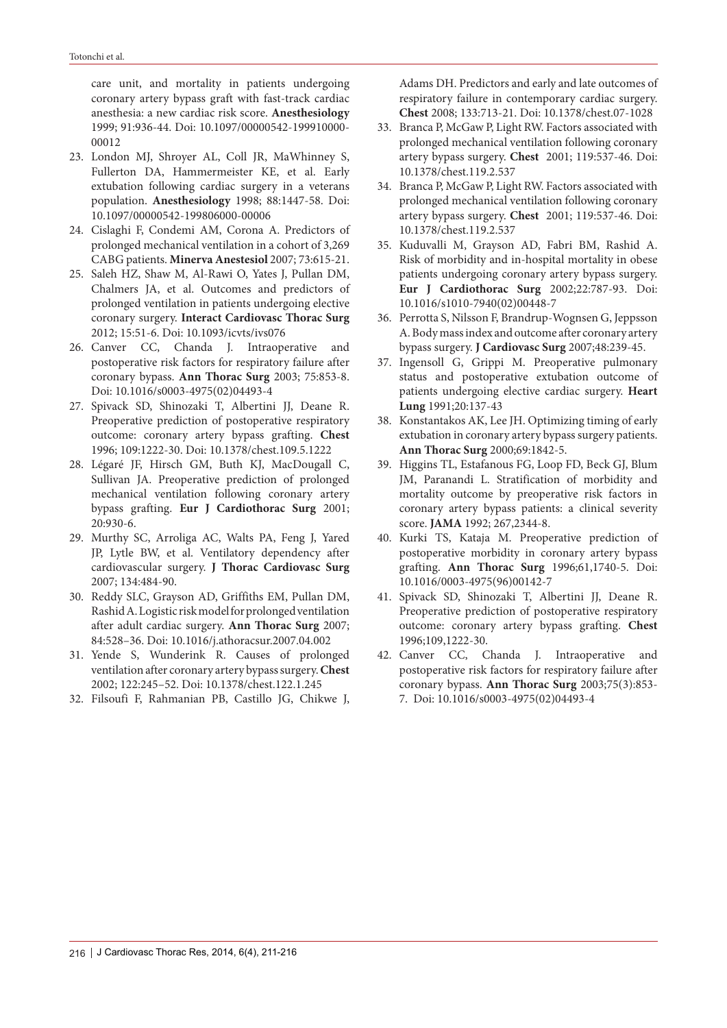care unit, and mortality in patients undergoing coronary artery bypass graft with fast-track cardiac anesthesia: a new cardiac risk score. **Anesthesiology** 1999; 91:936-44. Doi: 10.1097/00000542-199910000-00012

23. London MJ, Shroyer AL, Coll JR, MaWhinney S, Fullerton DA, Hammermeister KE, et al. Early extubation following cardiac surgery in a veterans population. **Anesthesiology** 1998; 88:1447-58. Doi: 10.1097/00000542-199806000-00006
24. Cislaghi F, Condemi AM, Corona A. Predictors of prolonged mechanical ventilation in a cohort of 3,269 CABG patients. **Minerva Anestesiol** 2007; 73:615-21.
25. Saleh HZ, Shaw M, Al-Rawi O, Yates J, Pullan DM, Chalmers JA, et al. Outcomes and predictors of prolonged ventilation in patients undergoing elective coronary surgery. **Interact Cardiovasc Thorac Surg** 2012; 15:51-6. Doi: 10.1093/icvts/ivs076
26. Canver CC, Chanda J. Intraoperative and postoperative risk factors for respiratory failure after coronary bypass. **Ann Thorac Surg** 2003; 75:853-8. Doi: 10.1016/s0003-4975(02)04493-4
27. Spivack SD, Shinozaki T, Albertini JJ, Deane R. Preoperative prediction of postoperative respiratory outcome: coronary artery bypass grafting. **Chest** 1996; 109:1222-30. Doi: 10.1378/chest.109.5.1222
28. Légaré JF, Hirsch GM, Buth KJ, MacDougall C, Sullivan JA. Preoperative prediction of prolonged mechanical ventilation following coronary artery bypass grafting. **Eur J Cardiothorac Surg** 2001; 20:930-6.
29. Murthy SC, Arroliga AC, Walts PA, Feng J, Yared JP, Lytle BW, et al. Ventilatory dependency after cardiovascular surgery. **J Thorac Cardiovasc Surg** 2007; 134:484-90.
30. Reddy SLC, Grayson AD, Griffiths EM, Pullan DM, Rashid A. Logistic risk model for prolonged ventilation after adult cardiac surgery. **Ann Thorac Surg** 2007; 84:528–36. Doi: 10.1016/j.athoracsur.2007.04.002
31. Yende S, Wunderink R. Causes of prolonged ventilation after coronary artery bypass surgery. **Chest** 2002; 122:245–52. Doi: 10.1378/chest.122.1.245
32. Filsoufi F, Rahmanian PB, Castillo JG, Chikwe J, Adams DH. Predictors and early and late outcomes of respiratory failure in contemporary cardiac surgery. **Chest** 2008; 133:713-21. Doi: 10.1378/chest.07-1028
33. Branca P, McGaw P, Light RW. Factors associated with prolonged mechanical ventilation following coronary artery bypass surgery. **Chest** 2001; 119:537-46. Doi: 10.1378/chest.119.2.537
34. Branca P, McGaw P, Light RW. Factors associated with prolonged mechanical ventilation following coronary artery bypass surgery. **Chest** 2001; 119:537-46. Doi: 10.1378/chest.119.2.537
35. Kuduvalli M, Grayson AD, Fabri BM, Rashid A. Risk of morbidity and in-hospital mortality in obese patients undergoing coronary artery bypass surgery. **Eur J Cardiothorac Surg** 2002;22:787-93. Doi: 10.1016/s1010-7940(02)00448-7
36. Perrotta S, Nilsson F, Brandrup-Wognsen G, Jeppsson A. Body mass index and outcome after coronary artery bypass surgery. **J Cardiovasc Surg** 2007;48:239-45.
37. Ingensoll G, Grippi M. Preoperative pulmonary status and postoperative extubation outcome of patients undergoing elective cardiac surgery. **Heart Lung** 1991;20:137-43
38. Konstantakos AK, Lee JH. Optimizing timing of early extubation in coronary artery bypass surgery patients. **Ann Thorac Surg** 2000;69:1842-5.
39. Higgins TL, Estafanous FG, Loop FD, Beck GJ, Blum JM, Paranandi L. Stratification of morbidity and mortality outcome by preoperative risk factors in coronary artery bypass patients: a clinical severity score. **JAMA** 1992; 267,2344-8.
40. Kurki TS, Kataja M. Preoperative prediction of postoperative morbidity in coronary artery bypass grafting. **Ann Thorac Surg** 1996;61,1740-5. Doi: 10.1016/0003-4975(96)00142-7
41. Spivack SD, Shinozaki T, Albertini JJ, Deane R. Preoperative prediction of postoperative respiratory outcome: coronary artery bypass grafting. **Chest** 1996;109,1222-30.
42. Canver CC, Chanda J. Intraoperative and postoperative risk factors for respiratory failure after coronary bypass. **Ann Thorac Surg** 2003;75(3):853-7. Doi: 10.1016/s0003-4975(02)04493-4